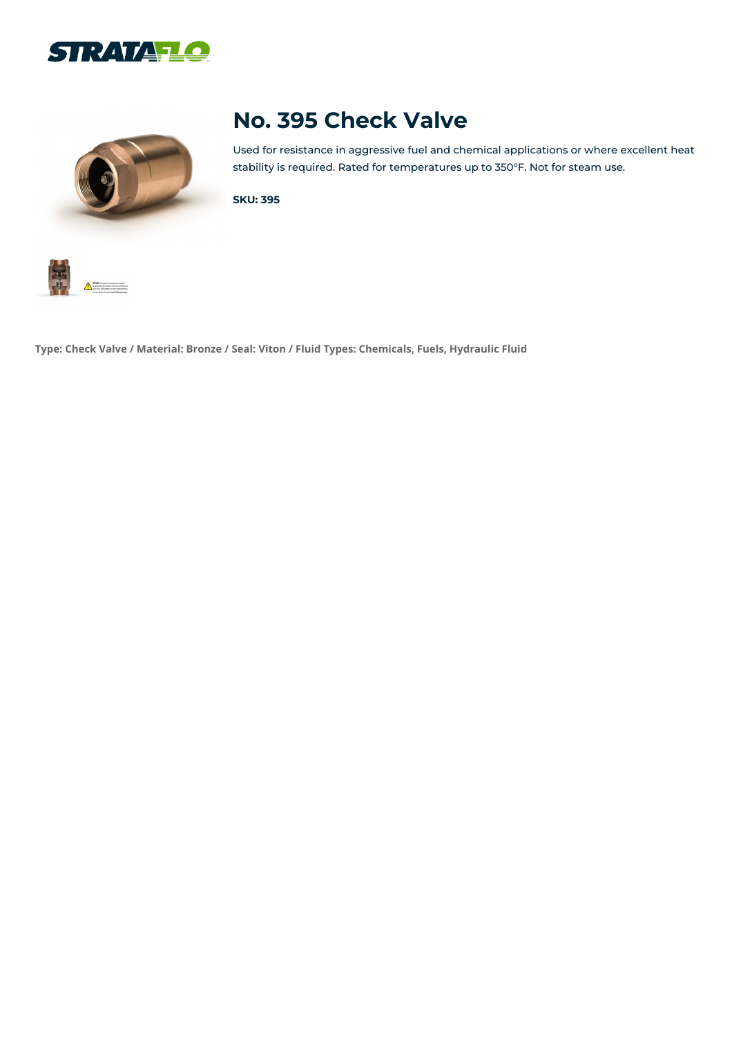# No. 395 Check Valve

Used for resistance in aggressive fuel and chemical applications or where excellent heat stability is required. Rated for temperatures up to 350°F. Not for steam use.

**SKU: 395**

**Type: Check Valve / Material: Bronze / Seal: Viton / Fluid Types: Chemicals, Fuels, Hydraulic Fluid**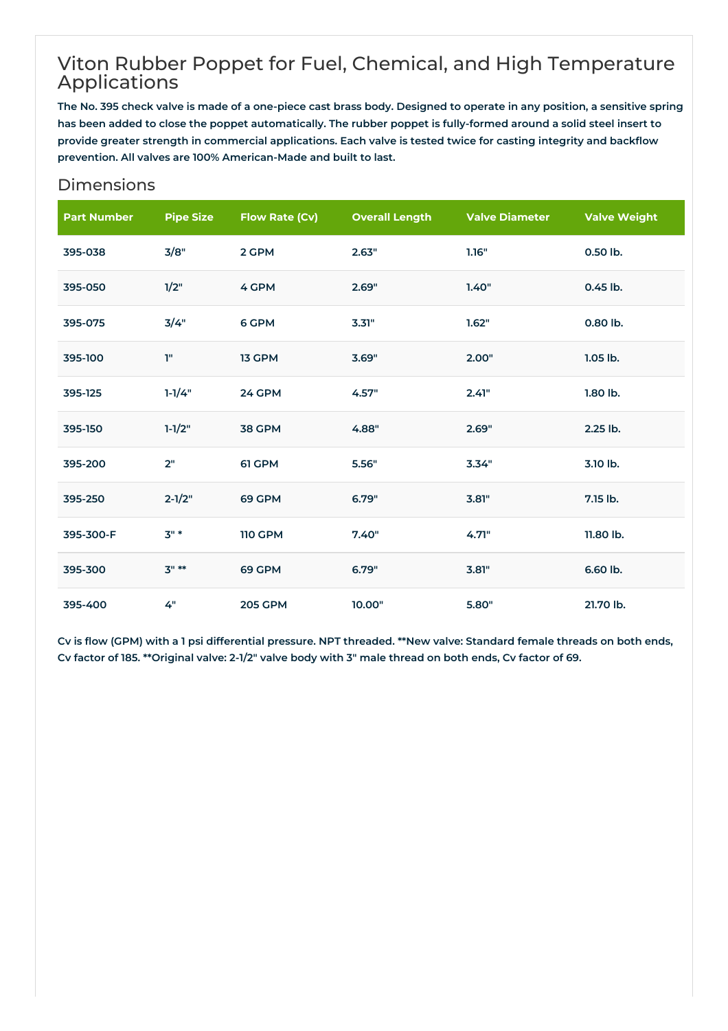# Viton Rubber Poppet for Fuel, Chemical, and High Temperature Applications

**The No. 395 check valve is made of a one-piece cast brass body. Designed to operate in any position, a sensitive spring has been added to close the poppet automatically. The rubber poppet is fully-formed around a solid steel insert to provide greater strength in commercial applications. Each valve is tested twice for casting integrity and backflow prevention. All valves are 100% American-Made and built to last.**

## Dimensions

| Part Number | Pipe Size | Flow Rate (Cv) | Overall Length | Valve Diameter | Valve Weight |
|---|---|---|---|---|---|
| 395-038 | 3/8" | 2 GPM | 2.63" | 1.16" | 0.50 lb. |
| 395-050 | 1/2" | 4 GPM | 2.69" | 1.40" | 0.45 lb. |
| 395-075 | 3/4" | 6 GPM | 3.31" | 1.62" | 0.80 lb. |
| 395-100 | 1" | 13 GPM | 3.69" | 2.00" | 1.05 lb. |
| 395-125 | 1-1/4" | 24 GPM | 4.57" | 2.41" | 1.80 lb. |
| 395-150 | 1-1/2" | 38 GPM | 4.88" | 2.69" | 2.25 lb. |
| 395-200 | 2" | 61 GPM | 5.56" | 3.34" | 3.10 lb. |
| 395-250 | 2-1/2" | 69 GPM | 6.79" | 3.81" | 7.15 lb. |
| 395-300-F | 3" * | 110 GPM | 7.40" | 4.71" | 11.80 lb. |
| 395-300 | 3" ** | 69 GPM | 6.79" | 3.81" | 6.60 lb. |
| 395-400 | 4" | 205 GPM | 10.00" | 5.80" | 21.70 lb. |

**Cv is flow (GPM) with a 1 psi differential pressure. NPT threaded. **New valve: Standard female threads on both ends, Cv factor of 185. **Original valve: 2-1/2" valve body with 3" male thread on both ends, Cv factor of 69.**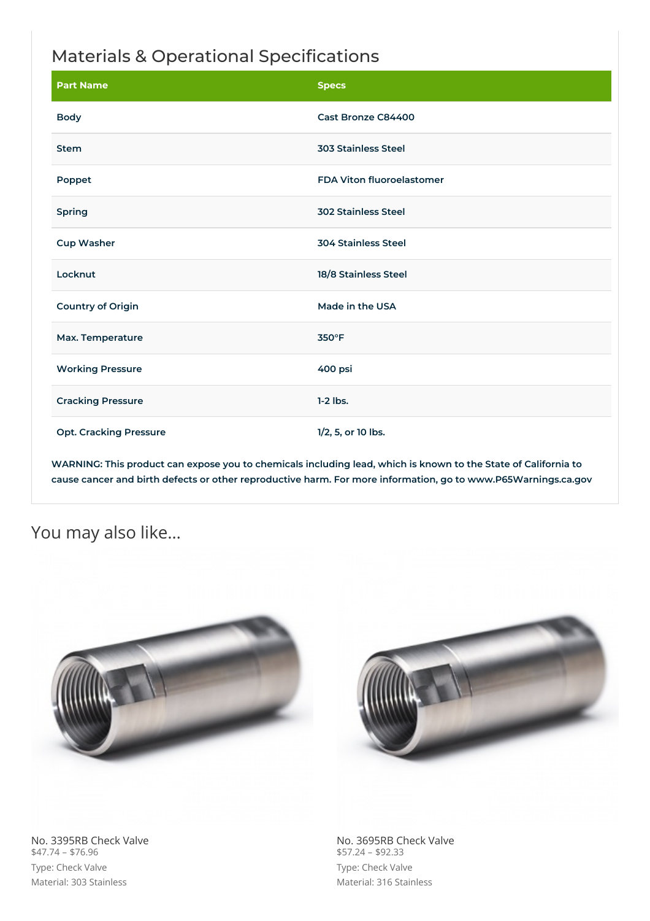## Materials & Operational Specifications

| Part Name | Specs |
|---|---|
| Body | Cast Bronze C84400 |
| Stem | 303 Stainless Steel |
| Poppet | FDA Viton fluoroelastomer |
| Spring | 302 Stainless Steel |
| Cup Washer | 304 Stainless Steel |
| Locknut | 18/8 Stainless Steel |
| Country of Origin | Made in the USA |
| Max. Temperature | 350°F |
| Working Pressure | 400 psi |
| Cracking Pressure | 1-2 lbs. |
| Opt. Cracking Pressure | 1/2, 5, or 10 lbs. |

**WARNING: This product can expose you to chemicals including lead, which is known to the State of California to cause cancer and birth defects or other reproductive harm. For more information, go to www.P65Warnings.ca.gov**

## You may also like...

No. 3395RB Check Valve
$47.74 – $76.96
Type: Check Valve
Material: 303 Stainless

No. 3695RB Check Valve
$57.24 – $92.33
Type: Check Valve
Material: 316 Stainless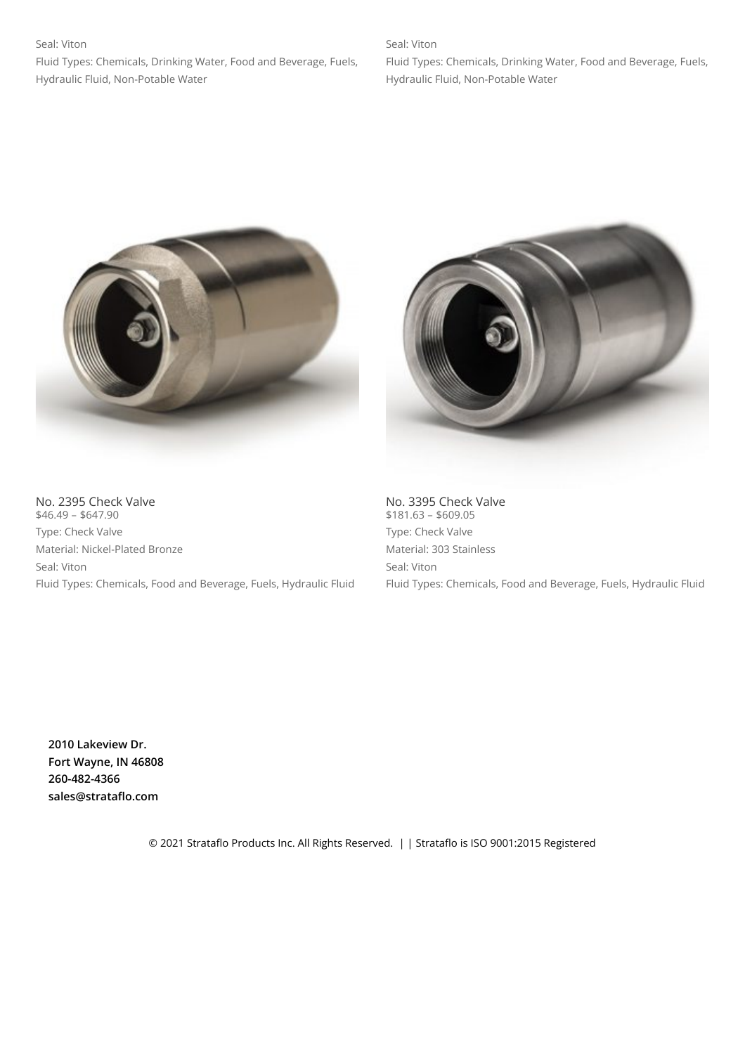Seal: Viton

Fluid Types: Chemicals, Drinking Water, Food and Beverage, Fuels, Hydraulic Fluid, Non-Potable Water

Seal: Viton

Fluid Types: Chemicals, Drinking Water, Food and Beverage, Fuels, Hydraulic Fluid, Non-Potable Water

No. 2395 Check Valve

$46.49 – $647.90

Type: Check Valve

Material: Nickel-Plated Bronze

Seal: Viton

Fluid Types: Chemicals, Food and Beverage, Fuels, Hydraulic Fluid

No. 3395 Check Valve

$181.63 – $609.05

Type: Check Valve

Material: 303 Stainless

Seal: Viton

Fluid Types: Chemicals, Food and Beverage, Fuels, Hydraulic Fluid

**2010 Lakeview Dr.**
**Fort Wayne, IN 46808**
**260-482-4366**
**sales@strataflo.com**

© 2021 Strataflo Products Inc. All Rights Reserved. | | Strataflo is ISO 9001:2015 Registered